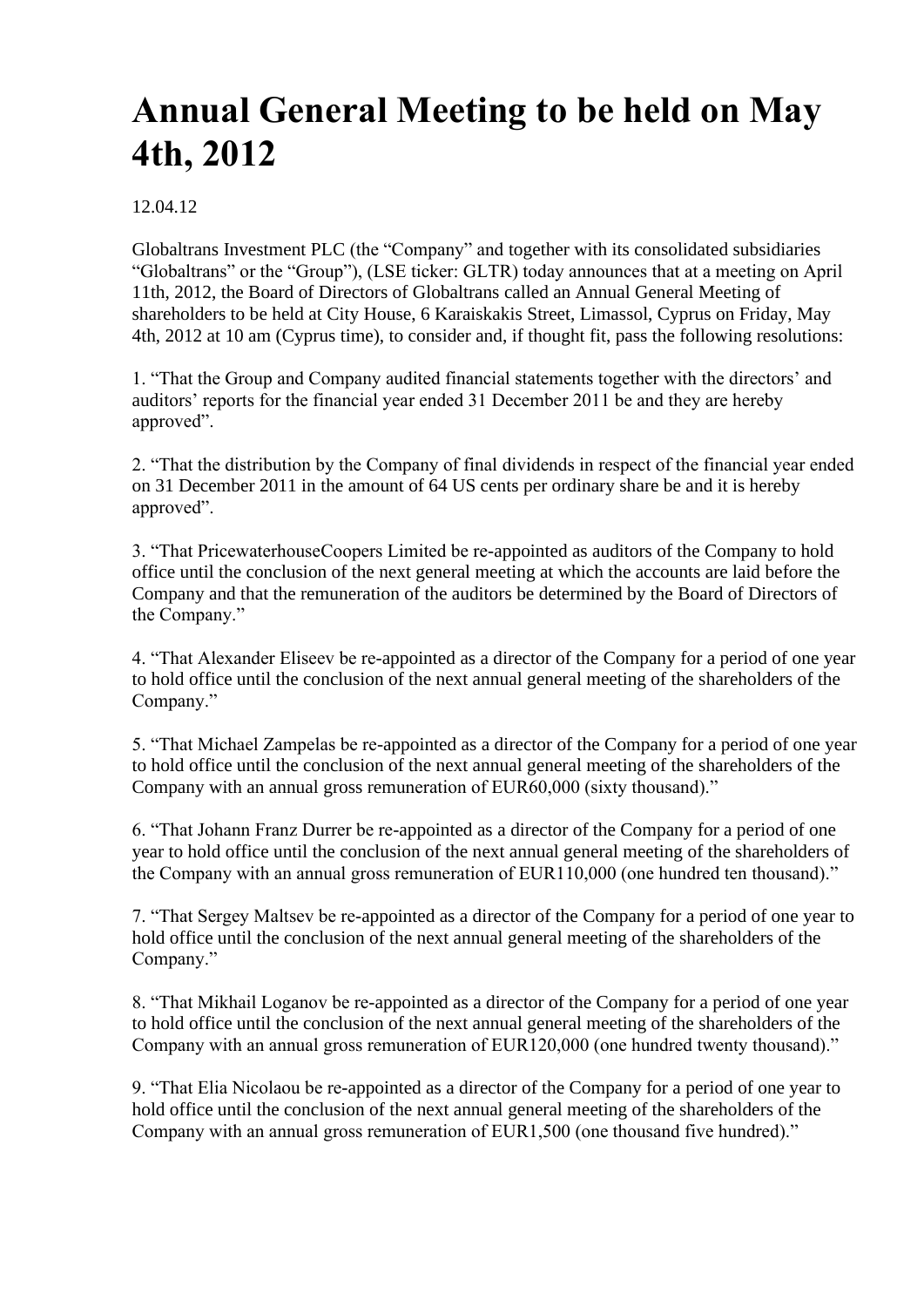# Annual General Meeting to be held on May 4th, 2012

12.04.12

Globaltrans Investment PLC (the "Company" and together with its consolidated subsidiaries "Globaltrans" or the "Group"), (LSE ticker: GLTR) today announces that at a meeting on April 11th, 2012, the Board of Directors of Globaltrans called an Annual General Meeting of shareholders to be held at City House, 6 Karaiskakis Street, Limassol, Cyprus on Friday, May 4th, 2012 at 10 am (Cyprus time), to consider and, if thought fit, pass the following resolutions:

1. "That the Group and Company audited financial statements together with the directors' and auditors' reports for the financial year ended 31 December 2011 be and they are hereby approved".

2. "That the distribution by the Company of final dividends in respect of the financial year ended on 31 December 2011 in the amount of 64 US cents per ordinary share be and it is hereby approved".

3. "That PricewaterhouseCoopers Limited be re-appointed as auditors of the Company to hold office until the conclusion of the next general meeting at which the accounts are laid before the Company and that the remuneration of the auditors be determined by the Board of Directors of the Company."

4. "That Alexander Eliseev be re-appointed as a director of the Company for a period of one year to hold office until the conclusion of the next annual general meeting of the shareholders of the Company."

5. "That Michael Zampelas be re-appointed as a director of the Company for a period of one year to hold office until the conclusion of the next annual general meeting of the shareholders of the Company with an annual gross remuneration of EUR60,000 (sixty thousand)."

6. "That Johann Franz Durrer be re-appointed as a director of the Company for a period of one year to hold office until the conclusion of the next annual general meeting of the shareholders of the Company with an annual gross remuneration of EUR110,000 (one hundred ten thousand)."

7. "That Sergey Maltsev be re-appointed as a director of the Company for a period of one year to hold office until the conclusion of the next annual general meeting of the shareholders of the Company."

8. "That Mikhail Loganov be re-appointed as a director of the Company for a period of one year to hold office until the conclusion of the next annual general meeting of the shareholders of the Company with an annual gross remuneration of EUR120,000 (one hundred twenty thousand)."

9. "That Elia Nicolaou be re-appointed as a director of the Company for a period of one year to hold office until the conclusion of the next annual general meeting of the shareholders of the Company with an annual gross remuneration of EUR1,500 (one thousand five hundred)."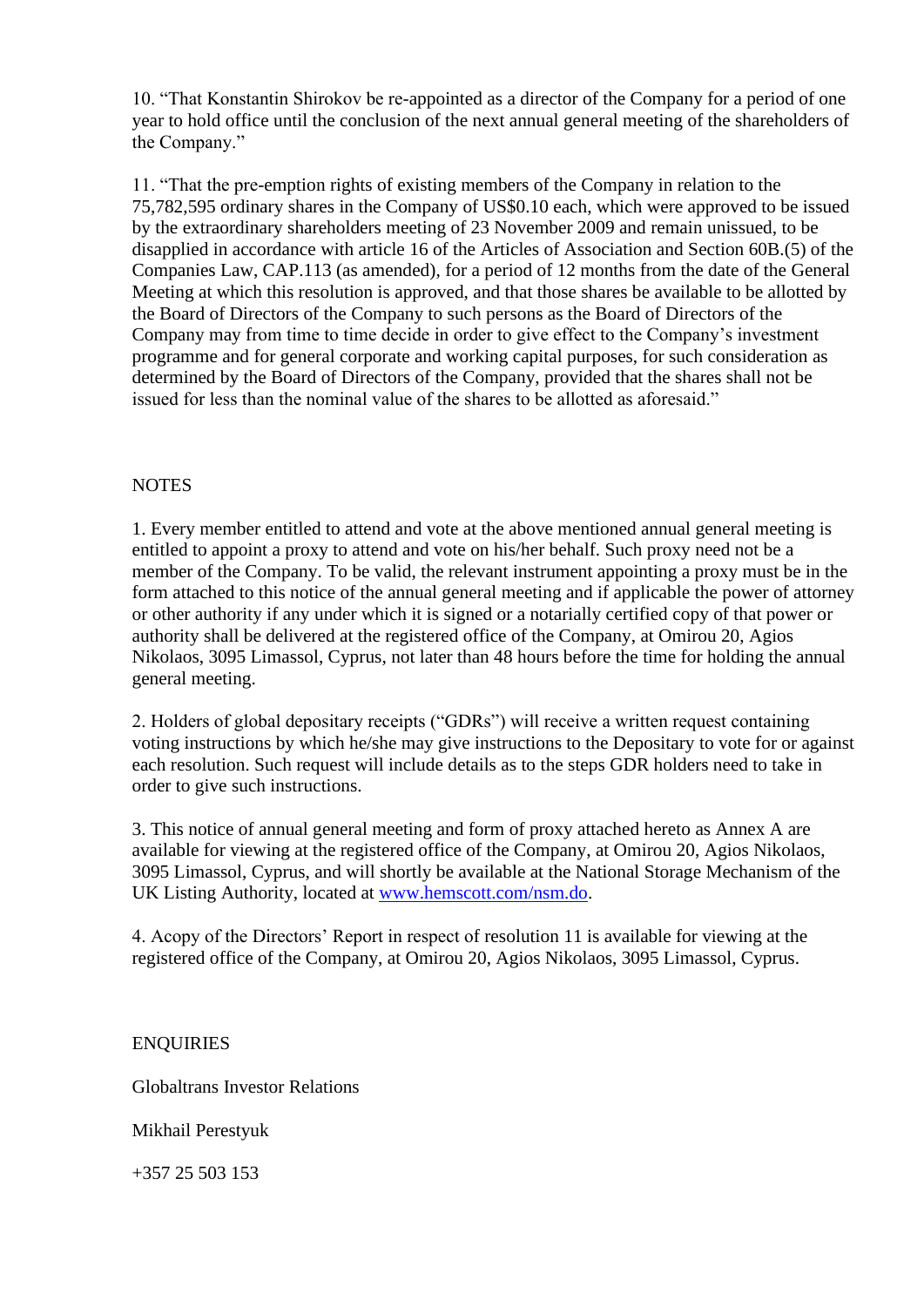10. "That Konstantin Shirokov be re-appointed as a director of the Company for a period of one year to hold office until the conclusion of the next annual general meeting of the shareholders of the Company."

11. "That the pre-emption rights of existing members of the Company in relation to the 75,782,595 ordinary shares in the Company of US$0.10 each, which were approved to be issued by the extraordinary shareholders meeting of 23 November 2009 and remain unissued, to be disapplied in accordance with article 16 of the Articles of Association and Section 60B.(5) of the Companies Law, CAP.113 (as amended), for a period of 12 months from the date of the General Meeting at which this resolution is approved, and that those shares be available to be allotted by the Board of Directors of the Company to such persons as the Board of Directors of the Company may from time to time decide in order to give effect to the Company's investment programme and for general corporate and working capital purposes, for such consideration as determined by the Board of Directors of the Company, provided that the shares shall not be issued for less than the nominal value of the shares to be allotted as aforesaid."

NOTES

1. Every member entitled to attend and vote at the above mentioned annual general meeting is entitled to appoint a proxy to attend and vote on his/her behalf. Such proxy need not be a member of the Company. To be valid, the relevant instrument appointing a proxy must be in the form attached to this notice of the annual general meeting and if applicable the power of attorney or other authority if any under which it is signed or a notarially certified copy of that power or authority shall be delivered at the registered office of the Company, at Omirou 20, Agios Nikolaos, 3095 Limassol, Cyprus, not later than 48 hours before the time for holding the annual general meeting.

2. Holders of global depositary receipts ("GDRs") will receive a written request containing voting instructions by which he/she may give instructions to the Depositary to vote for or against each resolution. Such request will include details as to the steps GDR holders need to take in order to give such instructions.

3. This notice of annual general meeting and form of proxy attached hereto as Annex A are available for viewing at the registered office of the Company, at Omirou 20, Agios Nikolaos, 3095 Limassol, Cyprus, and will shortly be available at the National Storage Mechanism of the UK Listing Authority, located at [www.hemscott.com/nsm.do](www.hemscott.com/nsm.do).

4. Acopy of the Directors' Report in respect of resolution 11 is available for viewing at the registered office of the Company, at Omirou 20, Agios Nikolaos, 3095 Limassol, Cyprus.

ENQUIRIES

Globaltrans Investor Relations

Mikhail Perestyuk

+357 25 503 153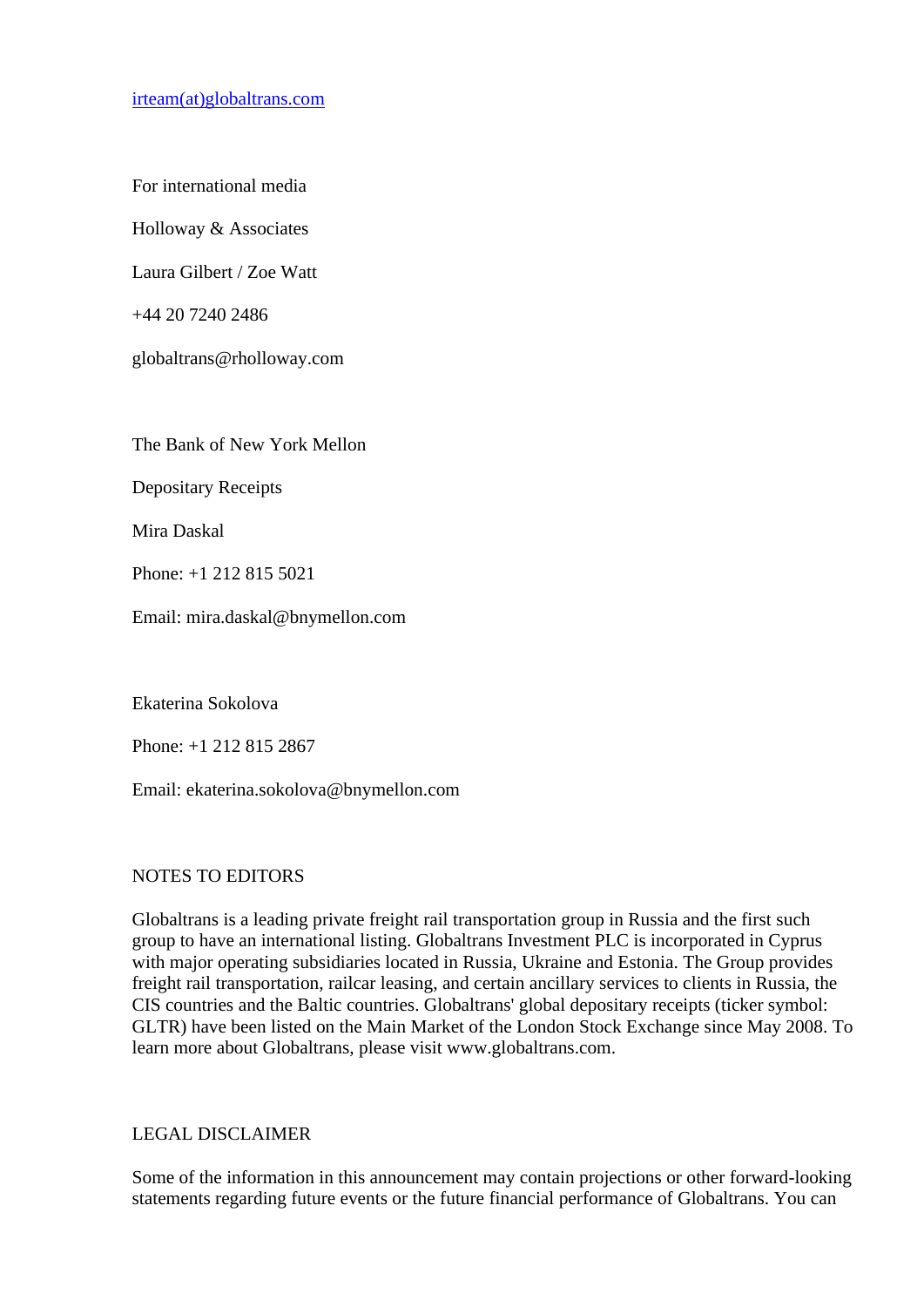irteam(at)globaltrans.com

For international media

Holloway & Associates

Laura Gilbert / Zoe Watt

+44 20 7240 2486

globaltrans@rholloway.com

The Bank of New York Mellon

Depositary Receipts

Mira Daskal

Phone: +1 212 815 5021

Email: mira.daskal@bnymellon.com

Ekaterina Sokolova

Phone: +1 212 815 2867

Email: ekaterina.sokolova@bnymellon.com

NOTES TO EDITORS

Globaltrans is a leading private freight rail transportation group in Russia and the first such group to have an international listing. Globaltrans Investment PLC is incorporated in Cyprus with major operating subsidiaries located in Russia, Ukraine and Estonia. The Group provides freight rail transportation, railcar leasing, and certain ancillary services to clients in Russia, the CIS countries and the Baltic countries. Globaltrans' global depositary receipts (ticker symbol: GLTR) have been listed on the Main Market of the London Stock Exchange since May 2008. To learn more about Globaltrans, please visit www.globaltrans.com.

LEGAL DISCLAIMER

Some of the information in this announcement may contain projections or other forward-looking statements regarding future events or the future financial performance of Globaltrans. You can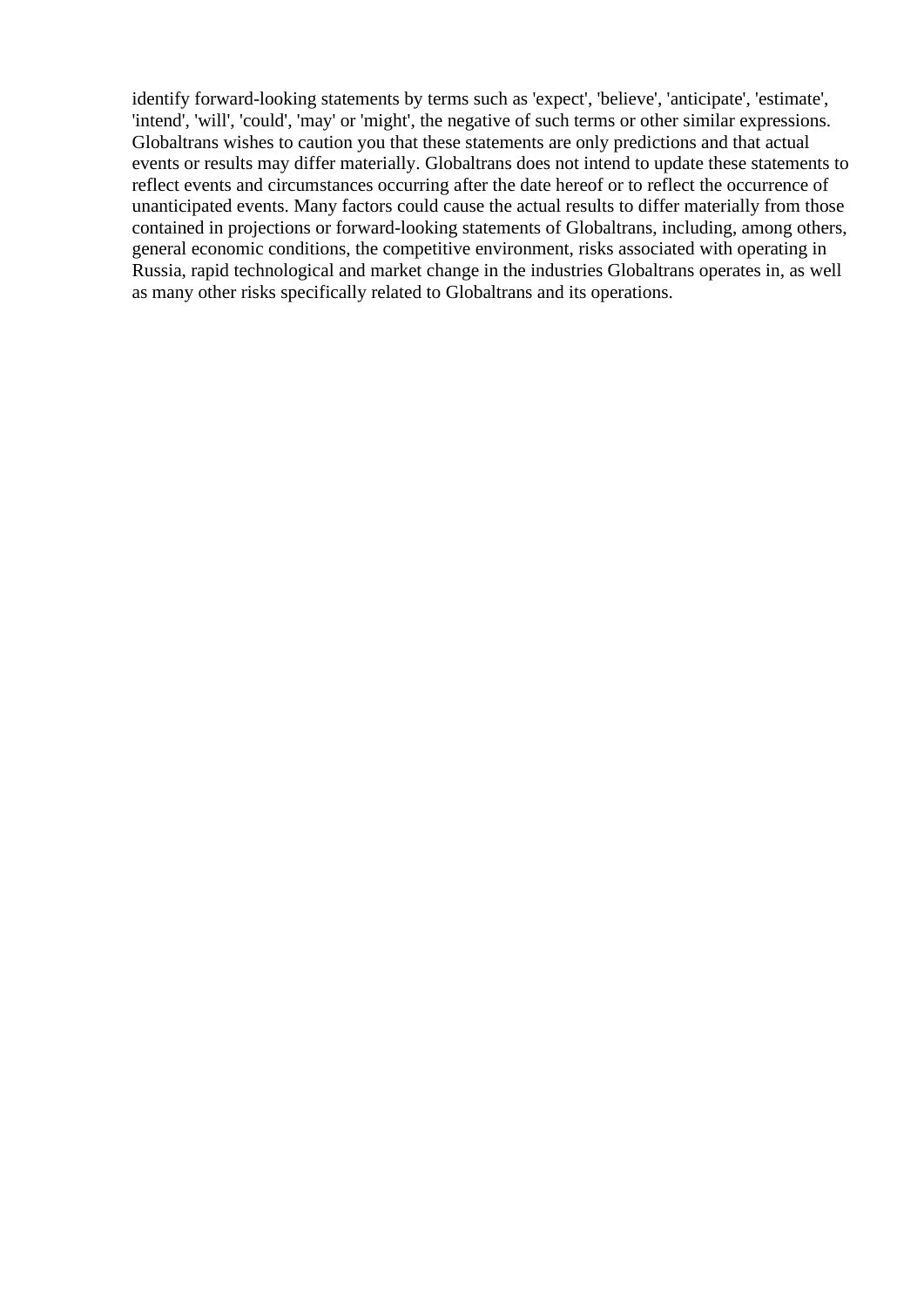identify forward-looking statements by terms such as 'expect', 'believe', 'anticipate', 'estimate', 'intend', 'will', 'could', 'may' or 'might', the negative of such terms or other similar expressions. Globaltrans wishes to caution you that these statements are only predictions and that actual events or results may differ materially. Globaltrans does not intend to update these statements to reflect events and circumstances occurring after the date hereof or to reflect the occurrence of unanticipated events. Many factors could cause the actual results to differ materially from those contained in projections or forward-looking statements of Globaltrans, including, among others, general economic conditions, the competitive environment, risks associated with operating in Russia, rapid technological and market change in the industries Globaltrans operates in, as well as many other risks specifically related to Globaltrans and its operations.